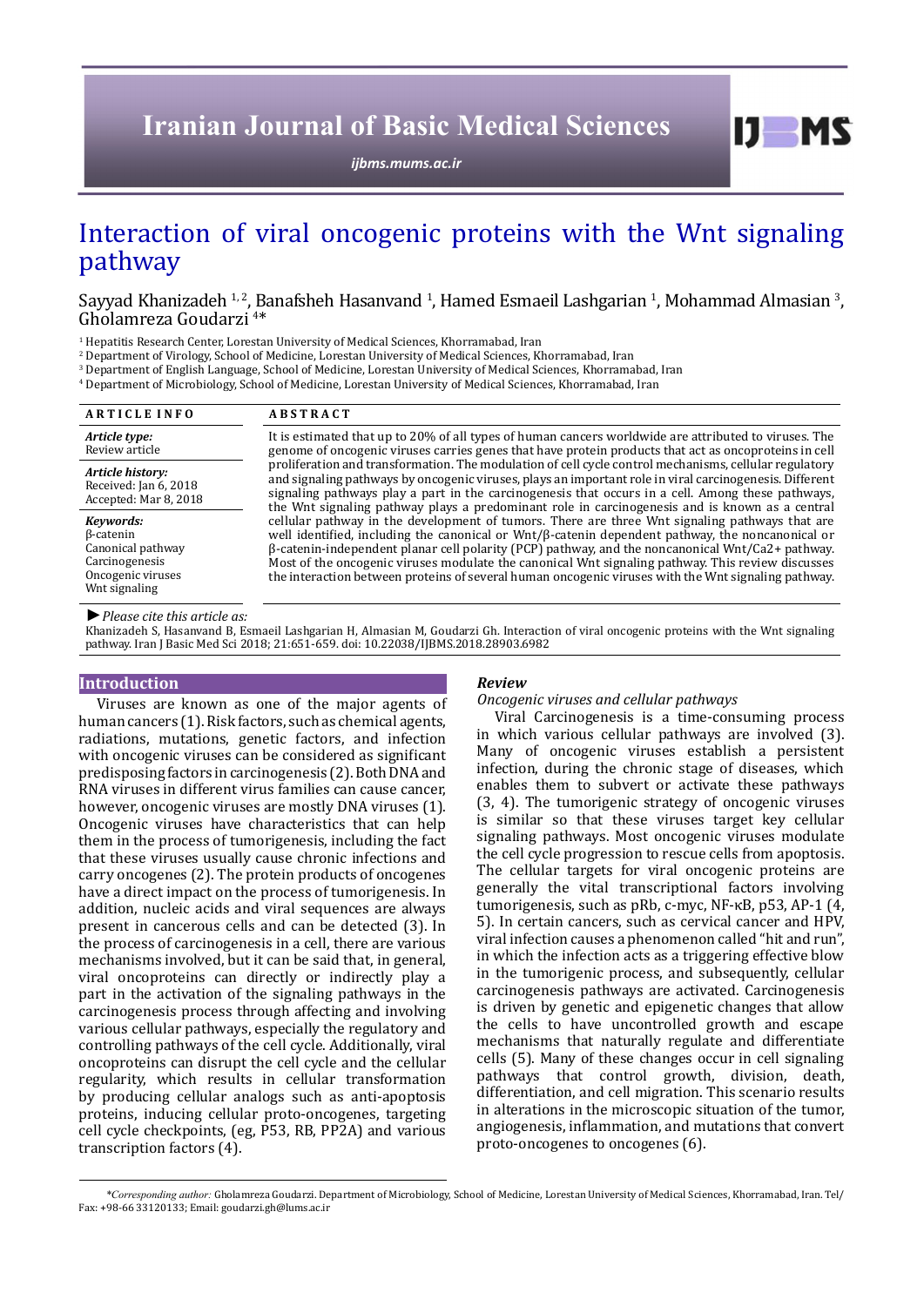# Interaction of viral oncogenic proteins with the Wnt signaling pathway

Sayyad Khanizadeh [1, 2], Banafsheh Hasanvand [1], Hamed Esmaeil Lashgarian [1], Mohammad Almasian [3], Gholamreza Goudarzi [4]*

[1] Hepatitis Research Center, Lorestan University of Medical Sciences, Khorramabad, Iran
[2] Department of Virology, School of Medicine, Lorestan University of Medical Sciences, Khorramabad, Iran
[3] Department of English Language, School of Medicine, Lorestan University of Medical Sciences, Khorramabad, Iran
[4] Department of Microbiology, School of Medicine, Lorestan University of Medical Sciences, Khorramabad, Iran

**ARTICLE INFO**

*Article type:*
Review article

*Article history:*
Received: Jan 6, 2018
Accepted: Mar 8, 2018

*Keywords:*
β-catenin
Canonical pathway
Carcinogenesis
Oncogenic viruses
Wnt signaling

**ABSTRACT**

It is estimated that up to 20% of all types of human cancers worldwide are attributed to viruses. The genome of oncogenic viruses carries genes that have protein products that act as oncoproteins in cell proliferation and transformation. The modulation of cell cycle control mechanisms, cellular regulatory and signaling pathways by oncogenic viruses, plays an important role in viral carcinogenesis. Different signaling pathways play a part in the carcinogenesis that occurs in a cell. Among these pathways, the Wnt signaling pathway plays a predominant role in carcinogenesis and is known as a central cellular pathway in the development of tumors. There are three Wnt signaling pathways that are well identified, including the canonical or Wnt/β-catenin dependent pathway, the noncanonical or β-catenin-independent planar cell polarity (PCP) pathway, and the noncanonical Wnt/Ca2+ pathway. Most of the oncogenic viruses modulate the canonical Wnt signaling pathway. This review discusses the interaction between proteins of several human oncogenic viruses with the Wnt signaling pathway.

► *Please cite this article as:*
Khanizadeh S, Hasanvand B, Esmaeil Lashgarian H, Almasian M, Goudarzi Gh. Interaction of viral oncogenic proteins with the Wnt signaling pathway. Iran J Basic Med Sci 2018; 21:651-659. doi: 10.22038/IJBMS.2018.28903.6982

## Introduction

Viruses are known as one of the major agents of human cancers (1). Risk factors, such as chemical agents, radiations, mutations, genetic factors, and infection with oncogenic viruses can be considered as significant predisposing factors in carcinogenesis (2). Both DNA and RNA viruses in different virus families can cause cancer, however, oncogenic viruses are mostly DNA viruses (1). Oncogenic viruses have characteristics that can help them in the process of tumorigenesis, including the fact that these viruses usually cause chronic infections and carry oncogenes (2). The protein products of oncogenes have a direct impact on the process of tumorigenesis. In addition, nucleic acids and viral sequences are always present in cancerous cells and can be detected (3). In the process of carcinogenesis in a cell, there are various mechanisms involved, but it can be said that, in general, viral oncoproteins can directly or indirectly play a part in the activation of the signaling pathways in the carcinogenesis process through affecting and involving various cellular pathways, especially the regulatory and controlling pathways of the cell cycle. Additionally, viral oncoproteins can disrupt the cell cycle and the cellular regularity, which results in cellular transformation by producing cellular analogs such as anti-apoptosis proteins, inducing cellular proto-oncogenes, targeting cell cycle checkpoints, (eg, P53, RB, PP2A) and various transcription factors (4).

## Review

### *Oncogenic viruses and cellular pathways*

Viral Carcinogenesis is a time-consuming process in which various cellular pathways are involved (3). Many of oncogenic viruses establish a persistent infection, during the chronic stage of diseases, which enables them to subvert or activate these pathways (3, 4). The tumorigenic strategy of oncogenic viruses is similar so that these viruses target key cellular signaling pathways. Most oncogenic viruses modulate the cell cycle progression to rescue cells from apoptosis. The cellular targets for viral oncogenic proteins are generally the vital transcriptional factors involving tumorigenesis, such as pRb, c-myc, NF-κB, p53, AP-1 (4, 5). In certain cancers, such as cervical cancer and HPV, viral infection causes a phenomenon called "hit and run", in which the infection acts as a triggering effective blow in the tumorigenic process, and subsequently, cellular carcinogenesis pathways are activated. Carcinogenesis is driven by genetic and epigenetic changes that allow the cells to have uncontrolled growth and escape mechanisms that naturally regulate and differentiate cells (5). Many of these changes occur in cell signaling pathways that control growth, division, death, differentiation, and cell migration. This scenario results in alterations in the microscopic situation of the tumor, angiogenesis, inflammation, and mutations that convert proto-oncogenes to oncogenes (6).

*\*Corresponding author:* Gholamreza Goudarzi. Department of Microbiology, School of Medicine, Lorestan University of Medical Sciences, Khorramabad, Iran. Tel/Fax: +98-66 33120133; Email: goudarzi.gh@lums.ac.ir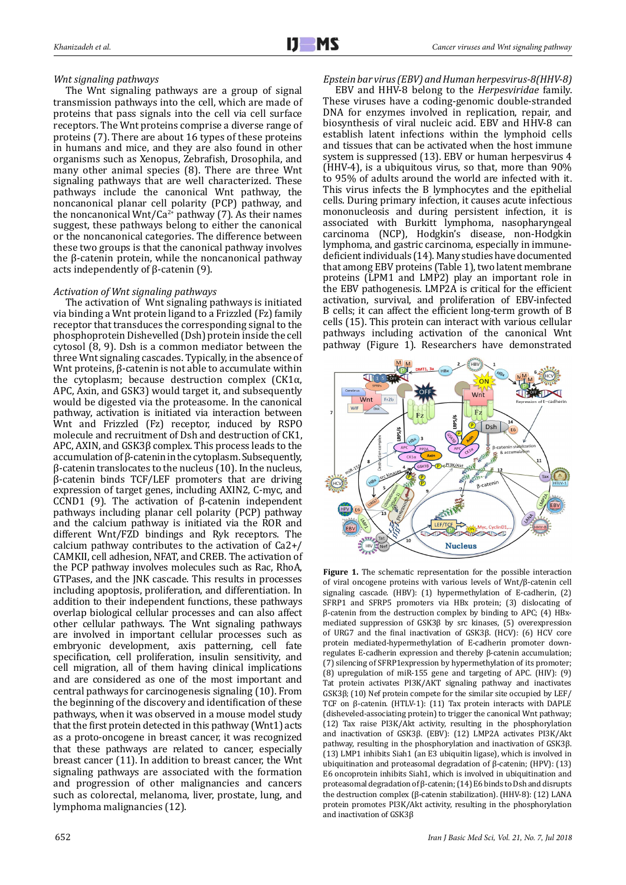*Wnt signaling pathways*

The Wnt signaling pathways are a group of signal transmission pathways into the cell, which are made of proteins that pass signals into the cell via cell surface receptors. The Wnt proteins comprise a diverse range of proteins (7). There are about 16 types of these proteins in humans and mice, and they are also found in other organisms such as Xenopus, Zebrafish, Drosophila, and many other animal species (8). There are three Wnt signaling pathways that are well characterized. These pathways include the canonical Wnt pathway, the noncanonical planar cell polarity (PCP) pathway, and the noncanonical Wnt/$Ca^{2+}$ pathway (7). As their names suggest, these pathways belong to either the canonical or the noncanonical categories. The difference between these two groups is that the canonical pathway involves the β-catenin protein, while the noncanonical pathway acts independently of β-catenin (9).

*Activation of Wnt signaling pathways*

The activation of Wnt signaling pathways is initiated via binding a Wnt protein ligand to a Frizzled (Fz) family receptor that transduces the corresponding signal to the phosphoprotein Dishevelled (Dsh) protein inside the cell cytosol (8, 9). Dsh is a common mediator between the three Wnt signaling cascades. Typically, in the absence of Wnt proteins, β-catenin is not able to accumulate within the cytoplasm; because destruction complex (CK1α, APC, Axin, and GSK3) would target it, and subsequently would be digested via the proteasome. In the canonical pathway, activation is initiated via interaction between Wnt and Frizzled (Fz) receptor, induced by RSPO molecule and recruitment of Dsh and destruction of CK1, APC, AXIN, and GSK3β complex. This process leads to the accumulation of β-catenin in the cytoplasm. Subsequently, β-catenin translocates to the nucleus (10). In the nucleus, β-catenin binds TCF/LEF promoters that are driving expression of target genes, including AXIN2, C-myc, and CCND1 (9). The activation of β-catenin independent pathways including planar cell polarity (PCP) pathway and the calcium pathway is initiated via the ROR and different Wnt/FZD bindings and Ryk receptors. The calcium pathway contributes to the activation of Ca2+/CAMKII, cell adhesion, NFAT, and CREB. The activation of the PCP pathway involves molecules such as Rac, RhoA, GTPases, and the JNK cascade. This results in processes including apoptosis, proliferation, and differentiation. In addition to their independent functions, these pathways overlap biological cellular processes and can also affect other cellular pathways. The Wnt signaling pathways are involved in important cellular processes such as embryonic development, axis patterning, cell fate specification, cell proliferation, insulin sensitivity, and cell migration, all of them having clinical implications and are considered as one of the most important and central pathways for carcinogenesis signaling (10). From the beginning of the discovery and identification of these pathways, when it was observed in a mouse model study that the first protein detected in this pathway (Wnt1) acts as a proto-oncogene in breast cancer, it was recognized that these pathways are related to cancer, especially breast cancer (11). In addition to breast cancer, the Wnt signaling pathways are associated with the formation and progression of other malignancies and cancers such as colorectal, melanoma, liver, prostate, lung, and lymphoma malignancies (12).

*Epstein bar virus (EBV) and Human herpesvirus-8(HHV-8)*

EBV and HHV-8 belong to the *Herpesviridae* family. These viruses have a coding-genomic double-stranded DNA for enzymes involved in replication, repair, and biosynthesis of viral nucleic acid. EBV and HHV-8 can establish latent infections within the lymphoid cells and tissues that can be activated when the host immune system is suppressed (13). EBV or human herpesvirus 4 (HHV-4), is a ubiquitous virus, so that, more than 90% to 95% of adults around the world are infected with it. This virus infects the B lymphocytes and the epithelial cells. During primary infection, it causes acute infectious mononucleosis and during persistent infection, it is associated with Burkitt lymphoma, nasopharyngeal carcinoma (NCP), Hodgkin's disease, non-Hodgkin lymphoma, and gastric carcinoma, especially in immune-deficient individuals (14). Many studies have documented that among EBV proteins (Table 1), two latent membrane proteins (LPM1 and LMP2) play an important role in the EBV pathogenesis. LMP2A is critical for the efficient activation, survival, and proliferation of EBV-infected B cells; it can affect the efficient long-term growth of B cells (15). This protein can interact with various cellular pathways including activation of the canonical Wnt pathway (Figure 1). Researchers have demonstrated

**Figure 1.** The schematic representation for the possible interaction of viral oncogene proteins with various levels of Wnt/β-catenin cell signaling cascade. (HBV): (1) hypermethylation of E-cadherin, (2) SFRP1 and SFRP5 promoters via HBx protein; (3) dislocating of β-catenin from the destruction complex by binding to APC; (4) HBx-mediated suppression of GSK3β by src kinases, (5) overexpression of URG7 and the final inactivation of GSK3β. (HCV): (6) HCV core protein mediated-hypermethylation of E-cadherin promoter down-regulates E-cadherin expression and thereby β-catenin accumulation; (7) silencing of SFRP1expression by hypermethylation of its promoter; (8) upregulation of miR-155 gene and targeting of APC. (HIV): (9) Tat protein activates PI3K/AKT signaling pathway and inactivates GSK3β; (10) Nef protein compete for the similar site occupied by LEF/TCF on β-catenin. (HTLV-1): (11) Tax protein interacts with DAPLE (disheveled-associating protein) to trigger the canonical Wnt pathway; (12) Tax raise PI3K/Akt activity, resulting in the phosphorylation and inactivation of GSK3β. (EBV): (12) LMP2A activates PI3K/Akt pathway, resulting in the phosphorylation and inactivation of GSK3β. (13) LMP1 inhibits Siah1 (an E3 ubiquitin ligase), which is involved in ubiquitination and proteasomal degradation of β-catenin; (HPV): (13) E6 oncoprotein inhibits Siah1, which is involved in ubiquitination and proteasomal degradation of β-catenin; (14) E6 binds to Dsh and disrupts the destruction complex (β-catenin stabilization). (HHV-8): (12) LANA protein promotes PI3K/Akt activity, resulting in the phosphorylation and inactivation of GSK3β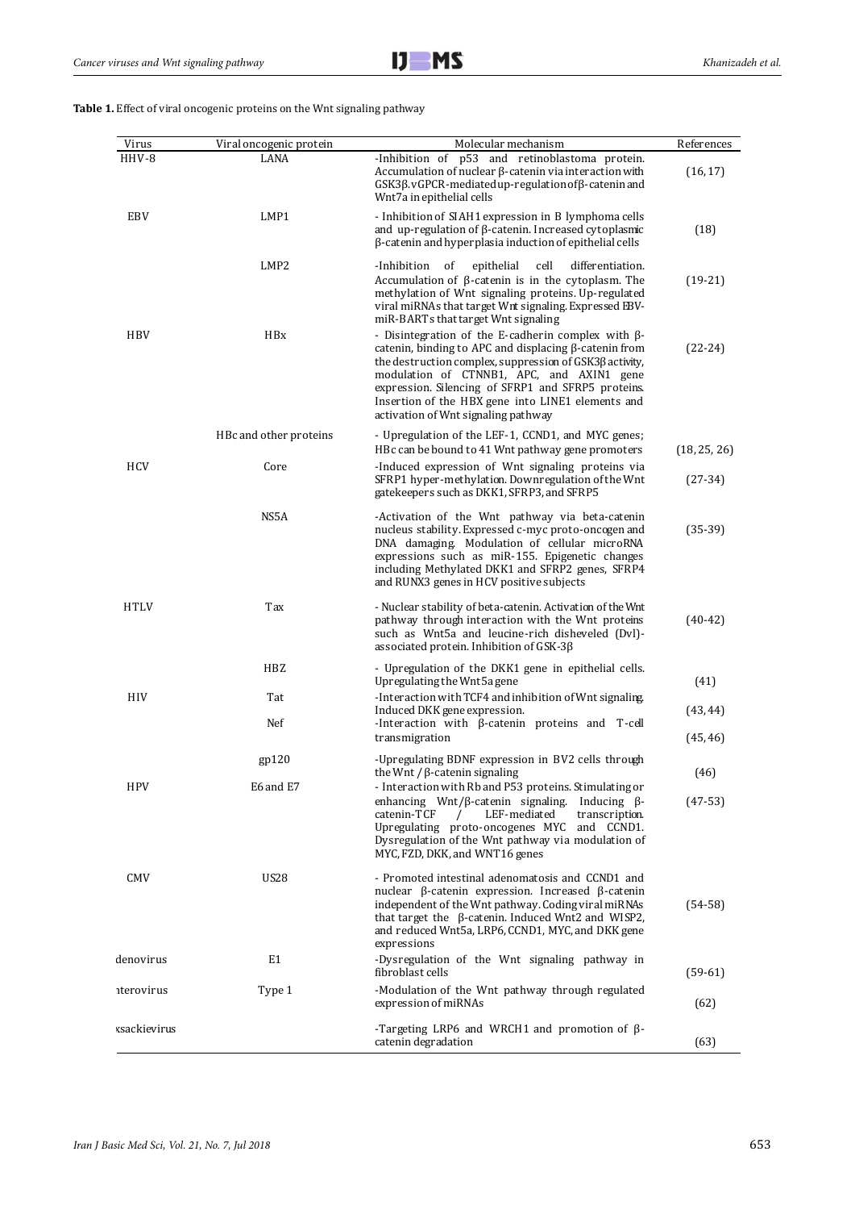**Table 1.** Effect of viral oncogenic proteins on the Wnt signaling pathway

| Virus | Viral oncogenic protein | Molecular mechanism | References |
|---|---|---|---|
| HHV-8 | LANA | -Inhibition of p53 and retinoblastoma protein. Accumulation of nuclear β-catenin via interaction with GSK3β. vGPCR-mediated up-regulation of β-catenin and Wnt7a in epithelial cells | (16, 17) |
| EBV | LMP1 | - Inhibition of SIAH1 expression in B lymphoma cells and up-regulation of β-catenin. Increased cytoplasmic β-catenin and hyperplasia induction of epithelial cells | (18) |
| | LMP2 | -Inhibition of epithelial cell differentiation. Accumulation of β-catenin is in the cytoplasm. The methylation of Wnt signaling proteins. Up-regulated viral miRNAs that target Wnt signaling. Expressed EBV-miR-BARTs that target Wnt signaling | (19-21) |
| HBV | HBx | - Disintegration of the E-cadherin complex with β-catenin, binding to APC and displacing β-catenin from the destruction complex, suppression of GSK3β activity, modulation of CTNNB1, APC, and AXIN1 gene expression. Silencing of SFRP1 and SFRP5 proteins. Insertion of the HBX gene into LINE1 elements and activation of Wnt signaling pathway | (22-24) |
| | HBc and other proteins | - Upregulation of the LEF-1, CCND1, and MYC genes; HBc can be bound to 41 Wnt pathway gene promoters | (18, 25, 26) |
| HCV | Core | -Induced expression of Wnt signaling proteins via SFRP1 hyper-methylation. Downregulation of the Wnt gatekeepers such as DKK1, SFRP3, and SFRP5 | (27-34) |
| | NS5A | -Activation of the Wnt pathway via beta-catenin nucleus stability. Expressed c-myc proto-oncogen and DNA damaging. Modulation of cellular microRNA expressions such as miR-155. Epigenetic changes including Methylated DKK1 and SFRP2 genes, SFRP4 and RUNX3 genes in HCV positive subjects | (35-39) |
| HTLV | Tax | - Nuclear stability of beta-catenin. Activation of the Wnt pathway through interaction with the Wnt proteins such as Wnt5a and leucine-rich disheveled (Dvl)-associated protein. Inhibition of GSK-3β | (40-42) |
| | HBZ | - Upregulation of the DKK1 gene in epithelial cells. Upregulating the Wnt5a gene | (41) |
| HIV | Tat | -Interaction with TCF4 and inhibition of Wnt signaling. Induced DKK gene expression. | (43, 44) |
| | Nef | -Interaction with β-catenin proteins and T-cell transmigration | (45, 46) |
| | gp120 | -Upregulating BDNF expression in BV2 cells through the Wnt / β-catenin signaling | (46) |
| HPV | E6 and E7 | - Interaction with Rb and P53 proteins. Stimulating or enhancing Wnt/β-catenin signaling. Inducing β-catenin-TCF / LEF-mediated transcription. Upregulating proto-oncogenes MYC and CCND1. Dysregulation of the Wnt pathway via modulation of MYC, FZD, DKK, and WNT16 genes | (47-53) |
| CMV | US28 | - Promoted intestinal adenomatosis and CCND1 and nuclear β-catenin expression. Increased β-catenin independent of the Wnt pathway. Coding viral miRNAs that target the β-catenin. Induced Wnt2 and WISP2, and reduced Wnt5a, LRP6, CCND1, MYC, and DKK gene expressions | (54-58) |
| denovirus | E1 | -Dysregulation of the Wnt signaling pathway in fibroblast cells | (59-61) |
| nterovirus | Type 1 | -Modulation of the Wnt pathway through regulated expression of miRNAs | (62) |
| xsackievirus | | -Targeting LRP6 and WRCH1 and promotion of β-catenin degradation | (63) |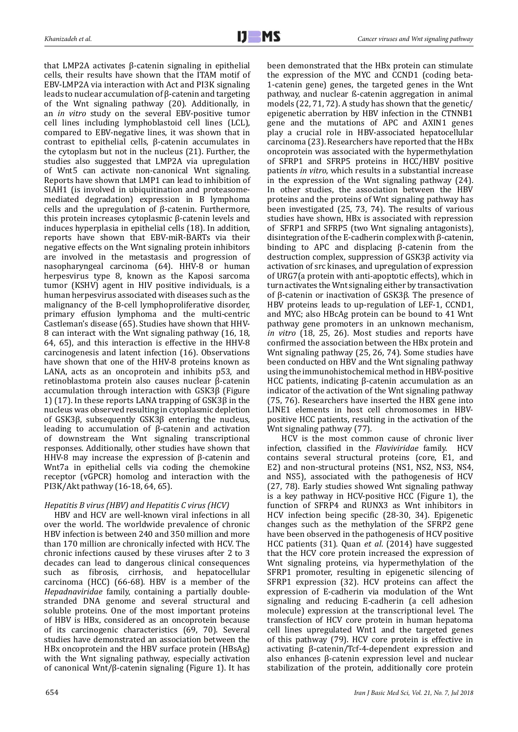that LMP2A activates β-catenin signaling in epithelial cells, their results have shown that the ITAM motif of EBV-LMP2A via interaction with Act and PI3K signaling leads to nuclear accumulation of β-catenin and targeting of the Wnt signaling pathway (20). Additionally, in an *in vitro* study on the several EBV-positive tumor cell lines including lymphoblastoid cell lines (LCL), compared to EBV-negative lines, it was shown that in contrast to epithelial cells, β-catenin accumulates in the cytoplasm but not in the nucleus (21). Further, the studies also suggested that LMP2A via upregulation of Wnt5 can activate non-canonical Wnt signaling. Reports have shown that LMP1 can lead to inhibition of SIAH1 (is involved in ubiquitination and proteasome-mediated degradation) expression in B lymphoma cells and the upregulation of β-catenin. Furthermore, this protein increases cytoplasmic β-catenin levels and induces hyperplasia in epithelial cells (18). In addition, reports have shown that EBV-miR-BARTs via their negative effects on the Wnt signaling protein inhibitors are involved in the metastasis and progression of nasopharyngeal carcinoma (64). HHV-8 or human herpesvirus type 8, known as the Kaposi sarcoma tumor (KSHV) agent in HIV positive individuals, is a human herpesvirus associated with diseases such as the malignancy of the B-cell lymphoproliferative disorder, primary effusion lymphoma and the multi-centric Castleman's disease (65). Studies have shown that HHV-8 can interact with the Wnt signaling pathway (16, 18, 64, 65), and this interaction is effective in the HHV-8 carcinogenesis and latent infection (16). Observations have shown that one of the HHV-8 proteins known as LANA, acts as an oncoprotein and inhibits p53, and retinoblastoma protein also causes nuclear β-catenin accumulation through interaction with GSK3β (Figure 1) (17). In these reports LANA trapping of GSK3β in the nucleus was observed resulting in cytoplasmic depletion of GSK3β, subsequently GSK3β entering the nucleus, leading to accumulation of β-catenin and activation of downstream the Wnt signaling transcriptional responses. Additionally, other studies have shown that HHV-8 may increase the expression of β-catenin and Wnt7a in epithelial cells via coding the chemokine receptor (vGPCR) homolog and interaction with the PI3K/Akt pathway (16-18, 64, 65).

### *Hepatitis B virus (HBV) and Hepatitis C virus (HCV)*

HBV and HCV are well-known viral infections in all over the world. The worldwide prevalence of chronic HBV infection is between 240 and 350 million and more than 170 million are chronically infected with HCV. The chronic infections caused by these viruses after 2 to 3 decades can lead to dangerous clinical consequences such as fibrosis, cirrhosis, and hepatocellular carcinoma (HCC) (66-68). HBV is a member of the *Hepadnaviridae* family, containing a partially double-stranded DNA genome and several structural and soluble proteins. One of the most important proteins of HBV is HBx, considered as an oncoprotein because of its carcinogenic characteristics (69, 70). Several studies have demonstrated an association between the HBx oncoprotein and the HBV surface protein (HBsAg) with the Wnt signaling pathway, especially activation of canonical Wnt/β-catenin signaling (Figure 1). It has been demonstrated that the HBx protein can stimulate the expression of the MYC and CCND1 (coding beta-1-catenin gene) genes, the targeted genes in the Wnt pathway, and nuclear ß-catenin aggregation in animal models (22, 71, 72). A study has shown that the genetic/epigenetic aberration by HBV infection in the CTNNB1 gene and the mutations of APC and AXIN1 genes play a crucial role in HBV-associated hepatocellular carcinoma (23). Researchers have reported that the HBx oncoprotein was associated with the hypermethylation of SFRP1 and SFRP5 proteins in HCC/HBV positive patients *in vitro*, which results in a substantial increase in the expression of the Wnt signaling pathway (24). In other studies, the association between the HBV proteins and the proteins of Wnt signaling pathway has been investigated (25, 73, 74). The results of various studies have shown, HBx is associated with repression of SFRP1 and SFRP5 (two Wnt signaling antagonists), disintegration of the E-cadherin complex with β-catenin, binding to APC and displacing β-catenin from the destruction complex, suppression of GSK3β activity via activation of src kinases, and upregulation of expression of URG7(a protein with anti-apoptotic effects), which in turn activates the Wnt signaling either by transactivation of β-catenin or inactivation of GSK3β. The presence of HBV proteins leads to up-regulation of LEF-1, CCND1, and MYC; also HBcAg protein can be bound to 41 Wnt pathway gene promoters in an unknown mechanism, *in vitro* (18, 25, 26). Most studies and reports have confirmed the association between the HBx protein and Wnt signaling pathway (25, 26, 74). Some studies have been conducted on HBV and the Wnt signaling pathway using the immunohistochemical method in HBV-positive HCC patients, indicating β-catenin accumulation as an indicator of the activation of the Wnt signaling pathway (75, 76). Researchers have inserted the HBX gene into LINE1 elements in host cell chromosomes in HBV-positive HCC patients, resulting in the activation of the Wnt signaling pathway (77).

HCV is the most common cause of chronic liver infection, classified in the *Flaviviridae* family. HCV contains several structural proteins (core, E1, and E2) and non-structural proteins (NS1, NS2, NS3, NS4, and NS5), associated with the pathogenesis of HCV (27, 78). Early studies showed Wnt signaling pathway is a key pathway in HCV-positive HCC (Figure 1), the function of SFRP4 and RUNX3 as Wnt inhibitors in HCV infection being specific (28-30, 34). Epigenetic changes such as the methylation of the SFRP2 gene have been observed in the pathogenesis of HCV positive HCC patients (31). Quan *et al*. (2014) have suggested that the HCV core protein increased the expression of Wnt signaling proteins, via hypermethylation of the SFRP1 promoter, resulting in epigenetic silencing of SFRP1 expression (32). HCV proteins can affect the expression of E-cadherin via modulation of the Wnt signaling and reducing E-cadherin (a cell adhesion molecule) expression at the transcriptional level. The transfection of HCV core protein in human hepatoma cell lines upregulated Wnt1 and the targeted genes of this pathway (79). HCV core protein is effective in activating β-catenin/Tcf-4-dependent expression and also enhances β-catenin expression level and nuclear stabilization of the protein, additionally core protein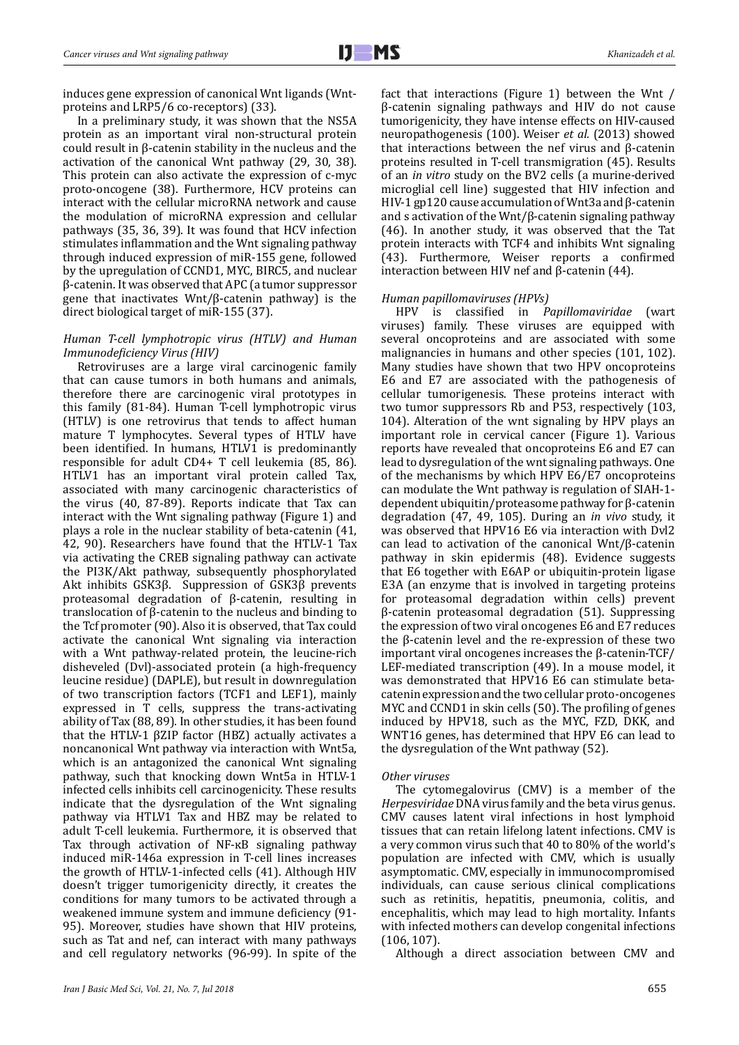induces gene expression of canonical Wnt ligands (Wnt-proteins and LRP5/6 co-receptors) (33).

In a preliminary study, it was shown that the NS5A protein as an important viral non-structural protein could result in β-catenin stability in the nucleus and the activation of the canonical Wnt pathway (29, 30, 38). This protein can also activate the expression of c-myc proto-oncogene (38). Furthermore, HCV proteins can interact with the cellular microRNA network and cause the modulation of microRNA expression and cellular pathways (35, 36, 39). It was found that HCV infection stimulates inflammation and the Wnt signaling pathway through induced expression of miR-155 gene, followed by the upregulation of CCND1, MYC, BIRC5, and nuclear β-catenin. It was observed that APC (a tumor suppressor gene that inactivates Wnt/β-catenin pathway) is the direct biological target of miR-155 (37).

*Human T-cell lymphotropic virus (HTLV) and Human Immunodeficiency Virus (HIV)*

Retroviruses are a large viral carcinogenic family that can cause tumors in both humans and animals, therefore there are carcinogenic viral prototypes in this family (81-84). Human T-cell lymphotropic virus (HTLV) is one retrovirus that tends to affect human mature T lymphocytes. Several types of HTLV have been identified. In humans, HTLV1 is predominantly responsible for adult CD4+ T cell leukemia (85, 86). HTLV1 has an important viral protein called Tax, associated with many carcinogenic characteristics of the virus (40, 87-89). Reports indicate that Tax can interact with the Wnt signaling pathway (Figure 1) and plays a role in the nuclear stability of beta-catenin (41, 42, 90). Researchers have found that the HTLV-1 Tax via activating the CREB signaling pathway can activate the PI3K/Akt pathway, subsequently phosphorylated Akt inhibits GSK3β. Suppression of GSK3β prevents proteasomal degradation of β-catenin, resulting in translocation of β-catenin to the nucleus and binding to the Tcf promoter (90). Also it is observed, that Tax could activate the canonical Wnt signaling via interaction with a Wnt pathway-related protein, the leucine-rich disheveled (Dvl)-associated protein (a high-frequency leucine residue) (DAPLE), but result in downregulation of two transcription factors (TCF1 and LEF1), mainly expressed in T cells, suppress the trans-activating ability of Tax (88, 89). In other studies, it has been found that the HTLV-1 βZIP factor (HBZ) actually activates a noncanonical Wnt pathway via interaction with Wnt5a, which is an antagonized the canonical Wnt signaling pathway, such that knocking down Wnt5a in HTLV-1 infected cells inhibits cell carcinogenicity. These results indicate that the dysregulation of the Wnt signaling pathway via HTLV1 Tax and HBZ may be related to adult T-cell leukemia. Furthermore, it is observed that Tax through activation of NF-κB signaling pathway induced miR-146a expression in T-cell lines increases the growth of HTLV-1-infected cells (41). Although HIV doesn't trigger tumorigenicity directly, it creates the conditions for many tumors to be activated through a weakened immune system and immune deficiency (91-95). Moreover, studies have shown that HIV proteins, such as Tat and nef, can interact with many pathways and cell regulatory networks (96-99). In spite of the fact that interactions (Figure 1) between the Wnt / β-catenin signaling pathways and HIV do not cause tumorigenicity, they have intense effects on HIV-caused neuropathogenesis (100). Weiser *et al.* (2013) showed that interactions between the nef virus and β-catenin proteins resulted in T-cell transmigration (45). Results of an *in vitro* study on the BV2 cells (a murine-derived microglial cell line) suggested that HIV infection and HIV-1 gp120 cause accumulation of Wnt3a and β-catenin and s activation of the Wnt/β-catenin signaling pathway (46). In another study, it was observed that the Tat protein interacts with TCF4 and inhibits Wnt signaling (43). Furthermore, Weiser reports a confirmed interaction between HIV nef and β-catenin (44).

*Human papillomaviruses (HPVs)*

HPV is classified in *Papillomaviridae* (wart viruses) family. These viruses are equipped with several oncoproteins and are associated with some malignancies in humans and other species (101, 102). Many studies have shown that two HPV oncoproteins E6 and E7 are associated with the pathogenesis of cellular tumorigenesis. These proteins interact with two tumor suppressors Rb and P53, respectively (103, 104). Alteration of the wnt signaling by HPV plays an important role in cervical cancer (Figure 1). Various reports have revealed that oncoproteins E6 and E7 can lead to dysregulation of the wnt signaling pathways. One of the mechanisms by which HPV E6/E7 oncoproteins can modulate the Wnt pathway is regulation of SIAH-1-dependent ubiquitin/proteasome pathway for β-catenin degradation (47, 49, 105). During an *in vivo* study, it was observed that HPV16 E6 via interaction with Dvl2 can lead to activation of the canonical Wnt/β-catenin pathway in skin epidermis (48). Evidence suggests that E6 together with E6AP or ubiquitin-protein ligase E3A (an enzyme that is involved in targeting proteins for proteasomal degradation within cells) prevent β-catenin proteasomal degradation (51). Suppressing the expression of two viral oncogenes E6 and E7 reduces the β-catenin level and the re-expression of these two important viral oncogenes increases the β-catenin-TCF/LEF-mediated transcription (49). In a mouse model, it was demonstrated that HPV16 E6 can stimulate beta-catenin expression and the two cellular proto-oncogenes MYC and CCND1 in skin cells (50). The profiling of genes induced by HPV18, such as the MYC, FZD, DKK, and WNT16 genes, has determined that HPV E6 can lead to the dysregulation of the Wnt pathway (52).

*Other viruses*

The cytomegalovirus (CMV) is a member of the *Herpesviridae* DNA virus family and the beta virus genus. CMV causes latent viral infections in host lymphoid tissues that can retain lifelong latent infections. CMV is a very common virus such that 40 to 80% of the world's population are infected with CMV, which is usually asymptomatic. CMV, especially in immunocompromised individuals, can cause serious clinical complications such as retinitis, hepatitis, pneumonia, colitis, and encephalitis, which may lead to high mortality. Infants with infected mothers can develop congenital infections (106, 107).

Although a direct association between CMV and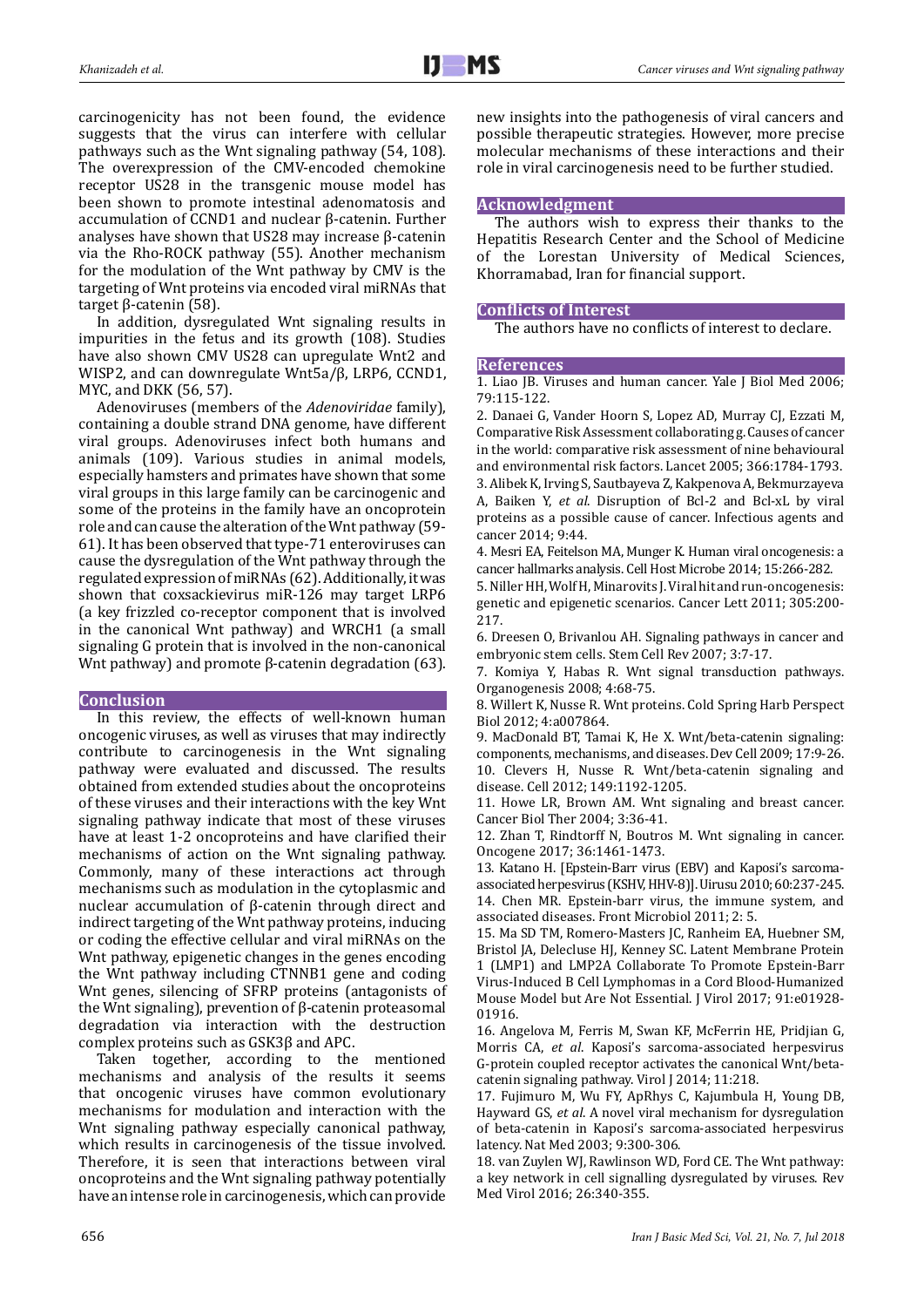carcinogenicity has not been found, the evidence suggests that the virus can interfere with cellular pathways such as the Wnt signaling pathway (54, 108). The overexpression of the CMV-encoded chemokine receptor US28 in the transgenic mouse model has been shown to promote intestinal adenomatosis and accumulation of CCND1 and nuclear β-catenin. Further analyses have shown that US28 may increase β-catenin via the Rho-ROCK pathway (55). Another mechanism for the modulation of the Wnt pathway by CMV is the targeting of Wnt proteins via encoded viral miRNAs that target β-catenin (58).

In addition, dysregulated Wnt signaling results in impurities in the fetus and its growth (108). Studies have also shown CMV US28 can upregulate Wnt2 and WISP2, and can downregulate Wnt5a/β, LRP6, CCND1, MYC, and DKK (56, 57).

Adenoviruses (members of the *Adenoviridae* family), containing a double strand DNA genome, have different viral groups. Adenoviruses infect both humans and animals (109). Various studies in animal models, especially hamsters and primates have shown that some viral groups in this large family can be carcinogenic and some of the proteins in the family have an oncoprotein role and can cause the alteration of the Wnt pathway (59-61). It has been observed that type-71 enteroviruses can cause the dysregulation of the Wnt pathway through the regulated expression of miRNAs (62). Additionally, it was shown that coxsackievirus miR-126 may target LRP6 (a key frizzled co-receptor component that is involved in the canonical Wnt pathway) and WRCH1 (a small signaling G protein that is involved in the non-canonical Wnt pathway) and promote β-catenin degradation (63).

## Conclusion

In this review, the effects of well-known human oncogenic viruses, as well as viruses that may indirectly contribute to carcinogenesis in the Wnt signaling pathway were evaluated and discussed. The results obtained from extended studies about the oncoproteins of these viruses and their interactions with the key Wnt signaling pathway indicate that most of these viruses have at least 1-2 oncoproteins and have clarified their mechanisms of action on the Wnt signaling pathway. Commonly, many of these interactions act through mechanisms such as modulation in the cytoplasmic and nuclear accumulation of β-catenin through direct and indirect targeting of the Wnt pathway proteins, inducing or coding the effective cellular and viral miRNAs on the Wnt pathway, epigenetic changes in the genes encoding the Wnt pathway including CTNNB1 gene and coding Wnt genes, silencing of SFRP proteins (antagonists of the Wnt signaling), prevention of β-catenin proteasomal degradation via interaction with the destruction complex proteins such as GSK3β and APC.

Taken together, according to the mentioned mechanisms and analysis of the results it seems that oncogenic viruses have common evolutionary mechanisms for modulation and interaction with the Wnt signaling pathway especially canonical pathway, which results in carcinogenesis of the tissue involved. Therefore, it is seen that interactions between viral oncoproteins and the Wnt signaling pathway potentially have an intense role in carcinogenesis, which can provide new insights into the pathogenesis of viral cancers and possible therapeutic strategies. However, more precise molecular mechanisms of these interactions and their role in viral carcinogenesis need to be further studied.

## Acknowledgment

The authors wish to express their thanks to the Hepatitis Research Center and the School of Medicine of the Lorestan University of Medical Sciences, Khorramabad, Iran for financial support.

## Conflicts of Interest

The authors have no conflicts of interest to declare.

## References

1. Liao JB. Viruses and human cancer. Yale J Biol Med 2006; 79:115-122.
2. Danaei G, Vander Hoorn S, Lopez AD, Murray CJ, Ezzati M, Comparative Risk Assessment collaborating g. Causes of cancer in the world: comparative risk assessment of nine behavioural and environmental risk factors. Lancet 2005; 366:1784-1793.
3. Alibek K, Irving S, Sautbayeva Z, Kakpenova A, Bekmurzayeva A, Baiken Y, *et al*. Disruption of Bcl-2 and Bcl-xL by viral proteins as a possible cause of cancer. Infectious agents and cancer 2014; 9:44.
4. Mesri EA, Feitelson MA, Munger K. Human viral oncogenesis: a cancer hallmarks analysis. Cell Host Microbe 2014; 15:266-282.
5. Niller HH, Wolf H, Minarovits J. Viral hit and run-oncogenesis: genetic and epigenetic scenarios. Cancer Lett 2011; 305:200-217.
6. Dreesen O, Brivanlou AH. Signaling pathways in cancer and embryonic stem cells. Stem Cell Rev 2007; 3:7-17.
7. Komiya Y, Habas R. Wnt signal transduction pathways. Organogenesis 2008; 4:68-75.
8. Willert K, Nusse R. Wnt proteins. Cold Spring Harb Perspect Biol 2012; 4:a007864.
9. MacDonald BT, Tamai K, He X. Wnt/beta-catenin signaling: components, mechanisms, and diseases. Dev Cell 2009; 17:9-26.
10. Clevers H, Nusse R. Wnt/beta-catenin signaling and disease. Cell 2012; 149:1192-1205.
11. Howe LR, Brown AM. Wnt signaling and breast cancer. Cancer Biol Ther 2004; 3:36-41.
12. Zhan T, Rindtorff N, Boutros M. Wnt signaling in cancer. Oncogene 2017; 36:1461-1473.
13. Katano H. [Epstein-Barr virus (EBV) and Kaposi's sarcoma-associated herpesvirus (KSHV, HHV-8)]. Uirusu 2010; 60:237-245.
14. Chen MR. Epstein-barr virus, the immune system, and associated diseases. Front Microbiol 2011; 2: 5.
15. Ma SD TM, Romero-Masters JC, Ranheim EA, Huebner SM, Bristol JA, Delecluse HJ, Kenney SC. Latent Membrane Protein 1 (LMP1) and LMP2A Collaborate To Promote Epstein-Barr Virus-Induced B Cell Lymphomas in a Cord Blood-Humanized Mouse Model but Are Not Essential. J Virol 2017; 91:e01928-01916.
16. Angelova M, Ferris M, Swan KF, McFerrin HE, Pridjian G, Morris CA, *et al*. Kaposi's sarcoma-associated herpesvirus G-protein coupled receptor activates the canonical Wnt/beta-catenin signaling pathway. Virol J 2014; 11:218.
17. Fujimuro M, Wu FY, ApRhys C, Kajumbula H, Young DB, Hayward GS, *et al*. A novel viral mechanism for dysregulation of beta-catenin in Kaposi's sarcoma-associated herpesvirus latency. Nat Med 2003; 9:300-306.
18. van Zuylen WJ, Rawlinson WD, Ford CE. The Wnt pathway: a key network in cell signalling dysregulated by viruses. Rev Med Virol 2016; 26:340-355.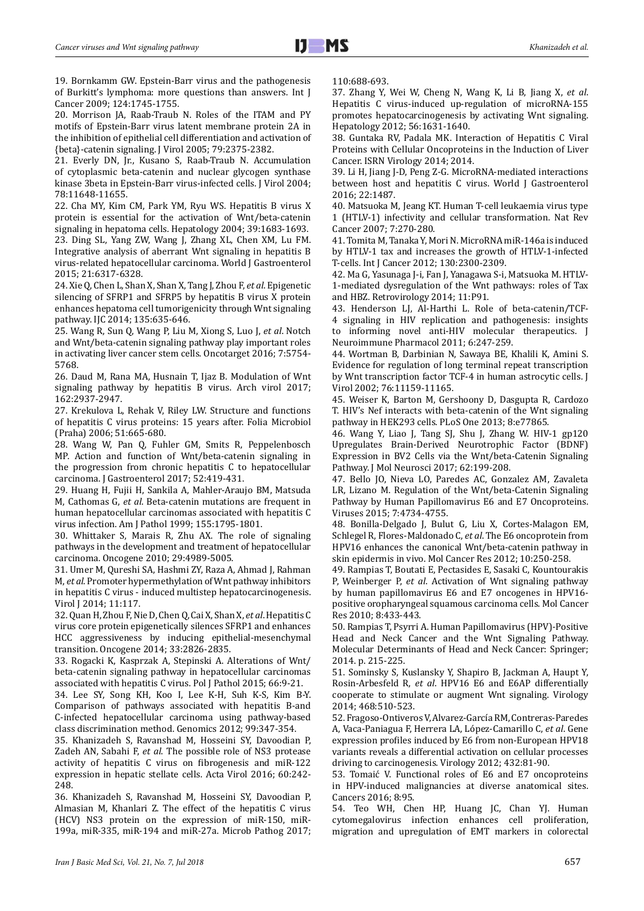19. Bornkamm GW. Epstein-Barr virus and the pathogenesis of Burkitt's lymphoma: more questions than answers. Int J Cancer 2009; 124:1745-1755.

20. Morrison JA, Raab-Traub N. Roles of the ITAM and PY motifs of Epstein-Barr virus latent membrane protein 2A in the inhibition of epithelial cell differentiation and activation of {beta}-catenin signaling. J Virol 2005; 79:2375-2382.

21. Everly DN, Jr., Kusano S, Raab-Traub N. Accumulation of cytoplasmic beta-catenin and nuclear glycogen synthase kinase 3beta in Epstein-Barr virus-infected cells. J Virol 2004; 78:11648-11655.

22. Cha MY, Kim CM, Park YM, Ryu WS. Hepatitis B virus X protein is essential for the activation of Wnt/beta-catenin signaling in hepatoma cells. Hepatology 2004; 39:1683-1693.

23. Ding SL, Yang ZW, Wang J, Zhang XL, Chen XM, Lu FM. Integrative analysis of aberrant Wnt signaling in hepatitis B virus-related hepatocellular carcinoma. World J Gastroenterol 2015; 21:6317-6328.

24. Xie Q, Chen L, Shan X, Shan X, Tang J, Zhou F, *et al*. Epigenetic silencing of SFRP1 and SFRP5 by hepatitis B virus X protein enhances hepatoma cell tumorigenicity through Wnt signaling pathway. IJC 2014; 135:635-646.

25. Wang R, Sun Q, Wang P, Liu M, Xiong S, Luo J, *et al*. Notch and Wnt/beta-catenin signaling pathway play important roles in activating liver cancer stem cells. Oncotarget 2016; 7:5754-5768.

26. Daud M, Rana MA, Husnain T, Ijaz B. Modulation of Wnt signaling pathway by hepatitis B virus. Arch virol 2017; 162:2937-2947.

27. Krekulova L, Rehak V, Riley LW. Structure and functions of hepatitis C virus proteins: 15 years after. Folia Microbiol (Praha) 2006; 51:665-680.

28. Wang W, Pan Q, Fuhler GM, Smits R, Peppelenbosch MP. Action and function of Wnt/beta-catenin signaling in the progression from chronic hepatitis C to hepatocellular carcinoma. J Gastroenterol 2017; 52:419-431.

29. Huang H, Fujii H, Sankila A, Mahler-Araujo BM, Matsuda M, Cathomas G, *et al*. Beta-catenin mutations are frequent in human hepatocellular carcinomas associated with hepatitis C virus infection. Am J Pathol 1999; 155:1795-1801.

30. Whittaker S, Marais R, Zhu AX. The role of signaling pathways in the development and treatment of hepatocellular carcinoma. Oncogene 2010; 29:4989-5005.

31. Umer M, Qureshi SA, Hashmi ZY, Raza A, Ahmad J, Rahman M, *et al*. Promoter hypermethylation of Wnt pathway inhibitors in hepatitis C virus - induced multistep hepatocarcinogenesis. Virol J 2014; 11:117.

32. Quan H, Zhou F, Nie D, Chen Q, Cai X, Shan X, *et al*. Hepatitis C virus core protein epigenetically silences SFRP1 and enhances HCC aggressiveness by inducing epithelial-mesenchymal transition. Oncogene 2014; 33:2826-2835.

33. Rogacki K, Kasprzak A, Stepinski A. Alterations of Wnt/beta-catenin signaling pathway in hepatocellular carcinomas associated with hepatitis C virus. Pol J Pathol 2015; 66:9-21.

34. Lee SY, Song KH, Koo I, Lee K-H, Suh K-S, Kim B-Y. Comparison of pathways associated with hepatitis B-and C-infected hepatocellular carcinoma using pathway-based class discrimination method. Genomics 2012; 99:347-354.

35. Khanizadeh S, Ravanshad M, Hosseini SY, Davoodian P, Zadeh AN, Sabahi F, *et al*. The possible role of NS3 protease activity of hepatitis C virus on fibrogenesis and miR-122 expression in hepatic stellate cells. Acta Virol 2016; 60:242-248.

36. Khanizadeh S, Ravanshad M, Hosseini SY, Davoodian P, Almasian M, Khanlari Z. The effect of the hepatitis C virus (HCV) NS3 protein on the expression of miR-150, miR-199a, miR-335, miR-194 and miR-27a. Microb Pathog 2017; 110:688-693.

37. Zhang Y, Wei W, Cheng N, Wang K, Li B, Jiang X, *et al*. Hepatitis C virus-induced up-regulation of microRNA-155 promotes hepatocarcinogenesis by activating Wnt signaling. Hepatology 2012; 56:1631-1640.

38. Guntaka RV, Padala MK. Interaction of Hepatitis C Viral Proteins with Cellular Oncoproteins in the Induction of Liver Cancer. ISRN Virology 2014; 2014.

39. Li H, Jiang J-D, Peng Z-G. MicroRNA-mediated interactions between host and hepatitis C virus. World J Gastroenterol 2016; 22:1487.

40. Matsuoka M, Jeang KT. Human T-cell leukaemia virus type 1 (HTLV-1) infectivity and cellular transformation. Nat Rev Cancer 2007; 7:270-280.

41. Tomita M, Tanaka Y, Mori N. MicroRNA miR-146a is induced by HTLV-1 tax and increases the growth of HTLV-1-infected T-cells. Int J Cancer 2012; 130:2300-2309.

42. Ma G, Yasunaga J-i, Fan J, Yanagawa S-i, Matsuoka M. HTLV-1-mediated dysregulation of the Wnt pathways: roles of Tax and HBZ. Retrovirology 2014; 11:P91.

43. Henderson LJ, Al-Harthi L. Role of beta-catenin/TCF-4 signaling in HIV replication and pathogenesis: insights to informing novel anti-HIV molecular therapeutics. J Neuroimmune Pharmacol 2011; 6:247-259.

44. Wortman B, Darbinian N, Sawaya BE, Khalili K, Amini S. Evidence for regulation of long terminal repeat transcription by Wnt transcription factor TCF-4 in human astrocytic cells. J Virol 2002; 76:11159-11165.

45. Weiser K, Barton M, Gershoony D, Dasgupta R, Cardozo T. HIV's Nef interacts with beta-catenin of the Wnt signaling pathway in HEK293 cells. PLoS One 2013; 8:e77865.

46. Wang Y, Liao J, Tang SJ, Shu J, Zhang W. HIV-1 gp120 Upregulates Brain-Derived Neurotrophic Factor (BDNF) Expression in BV2 Cells via the Wnt/beta-Catenin Signaling Pathway. J Mol Neurosci 2017; 62:199-208.

47. Bello JO, Nieva LO, Paredes AC, Gonzalez AM, Zavaleta LR, Lizano M. Regulation of the Wnt/beta-Catenin Signaling Pathway by Human Papillomavirus E6 and E7 Oncoproteins. Viruses 2015; 7:4734-4755.

48. Bonilla-Delgado J, Bulut G, Liu X, Cortes-Malagon EM, Schlegel R, Flores-Maldonado C, *et al*. The E6 oncoprotein from HPV16 enhances the canonical Wnt/beta-catenin pathway in skin epidermis in vivo. Mol Cancer Res 2012; 10:250-258.

49. Rampias T, Boutati E, Pectasides E, Sasaki C, Kountourakis P, Weinberger P, *et al*. Activation of Wnt signaling pathway by human papillomavirus E6 and E7 oncogenes in HPV16-positive oropharyngeal squamous carcinoma cells. Mol Cancer Res 2010; 8:433-443.

50. Rampias T, Psyrri A. Human Papillomavirus (HPV)-Positive Head and Neck Cancer and the Wnt Signaling Pathway. Molecular Determinants of Head and Neck Cancer: Springer; 2014. p. 215-225.

51. Sominsky S, Kuslansky Y, Shapiro B, Jackman A, Haupt Y, Rosin-Arbesfeld R, *et al*. HPV16 E6 and E6AP differentially cooperate to stimulate or augment Wnt signaling. Virology 2014; 468:510-523.

52. Fragoso-Ontiveros V, Alvarez-García RM, Contreras-Paredes A, Vaca-Paniagua F, Herrera LA, López-Camarillo C, *et al*. Gene expression profiles induced by E6 from non-European HPV18 variants reveals a differential activation on cellular processes driving to carcinogenesis. Virology 2012; 432:81-90.

53. Tomaić V. Functional roles of E6 and E7 oncoproteins in HPV-induced malignancies at diverse anatomical sites. Cancers 2016; 8:95.

54. Teo WH, Chen HP, Huang JC, Chan YJ. Human cytomegalovirus infection enhances cell proliferation, migration and upregulation of EMT markers in colorectal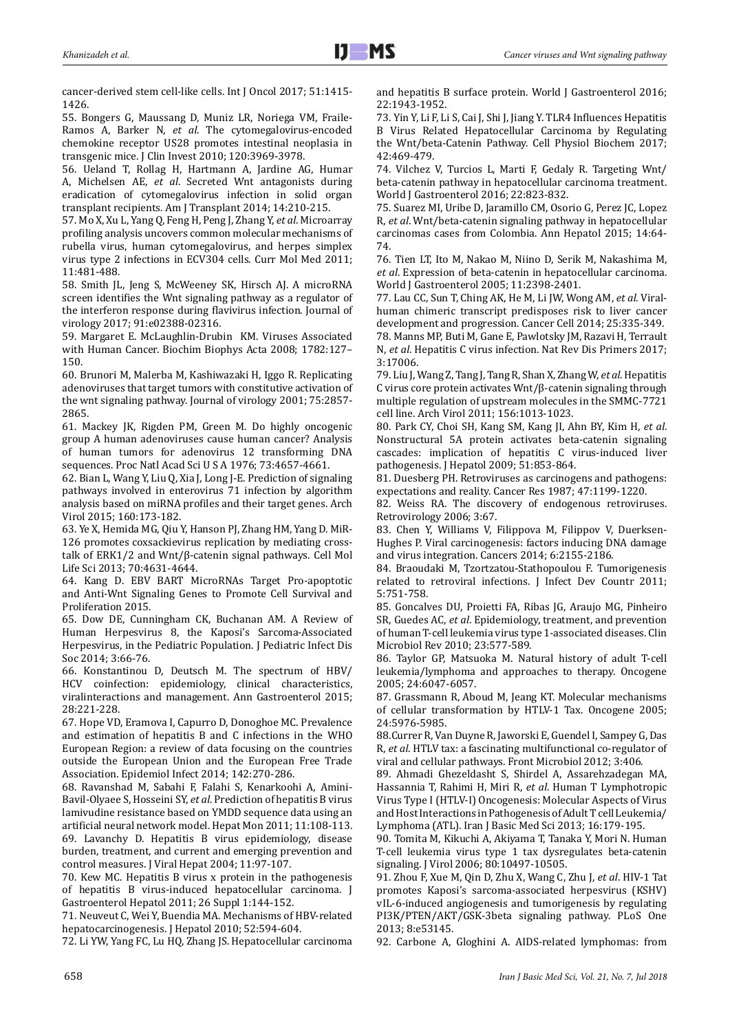cancer-derived stem cell-like cells. Int J Oncol 2017; 51:1415-1426.

55. Bongers G, Maussang D, Muniz LR, Noriega VM, Fraile-Ramos A, Barker N, *et al*. The cytomegalovirus-encoded chemokine receptor US28 promotes intestinal neoplasia in transgenic mice. J Clin Invest 2010; 120:3969-3978.

56. Ueland T, Rollag H, Hartmann A, Jardine AG, Humar A, Michelsen AE, *et al*. Secreted Wnt antagonists during eradication of cytomegalovirus infection in solid organ transplant recipients. Am J Transplant 2014; 14:210-215.

57. Mo X, Xu L, Yang Q, Feng H, Peng J, Zhang Y, *et al*. Microarray profiling analysis uncovers common molecular mechanisms of rubella virus, human cytomegalovirus, and herpes simplex virus type 2 infections in ECV304 cells. Curr Mol Med 2011; 11:481-488.

58. Smith JL, Jeng S, McWeeney SK, Hirsch AJ. A microRNA screen identifies the Wnt signaling pathway as a regulator of the interferon response during flavivirus infection. Journal of virology 2017; 91:e02388-02316.

59. Margaret E. McLaughlin-Drubin KM. Viruses Associated with Human Cancer. Biochim Biophys Acta 2008; 1782:127–150.

60. Brunori M, Malerba M, Kashiwazaki H, Iggo R. Replicating adenoviruses that target tumors with constitutive activation of the wnt signaling pathway. Journal of virology 2001; 75:2857-2865.

61. Mackey JK, Rigden PM, Green M. Do highly oncogenic group A human adenoviruses cause human cancer? Analysis of human tumors for adenovirus 12 transforming DNA sequences. Proc Natl Acad Sci U S A 1976; 73:4657-4661.

62. Bian L, Wang Y, Liu Q, Xia J, Long J-E. Prediction of signaling pathways involved in enterovirus 71 infection by algorithm analysis based on miRNA profiles and their target genes. Arch Virol 2015; 160:173-182.

63. Ye X, Hemida MG, Qiu Y, Hanson PJ, Zhang HM, Yang D. MiR-126 promotes coxsackievirus replication by mediating cross-talk of ERK1/2 and Wnt/β-catenin signal pathways. Cell Mol Life Sci 2013; 70:4631-4644.

64. Kang D. EBV BART MicroRNAs Target Pro-apoptotic and Anti-Wnt Signaling Genes to Promote Cell Survival and Proliferation 2015.

65. Dow DE, Cunningham CK, Buchanan AM. A Review of Human Herpesvirus 8, the Kaposi's Sarcoma-Associated Herpesvirus, in the Pediatric Population. J Pediatric Infect Dis Soc 2014; 3:66-76.

66. Konstantinou D, Deutsch M. The spectrum of HBV/HCV coinfection: epidemiology, clinical characteristics, viralinteractions and management. Ann Gastroenterol 2015; 28:221-228.

67. Hope VD, Eramova I, Capurro D, Donoghoe MC. Prevalence and estimation of hepatitis B and C infections in the WHO European Region: a review of data focusing on the countries outside the European Union and the European Free Trade Association. Epidemiol Infect 2014; 142:270-286.

68. Ravanshad M, Sabahi F, Falahi S, Kenarkoohi A, Amini-Bavil-Olyaee S, Hosseini SY, *et al*. Prediction of hepatitis B virus lamivudine resistance based on YMDD sequence data using an artificial neural network model. Hepat Mon 2011; 11:108-113.

69. Lavanchy D. Hepatitis B virus epidemiology, disease burden, treatment, and current and emerging prevention and control measures. J Viral Hepat 2004; 11:97-107.

70. Kew MC. Hepatitis B virus x protein in the pathogenesis of hepatitis B virus-induced hepatocellular carcinoma. J Gastroenterol Hepatol 2011; 26 Suppl 1:144-152.

71. Neuveut C, Wei Y, Buendia MA. Mechanisms of HBV-related hepatocarcinogenesis. J Hepatol 2010; 52:594-604.

72. Li YW, Yang FC, Lu HQ, Zhang JS. Hepatocellular carcinoma and hepatitis B surface protein. World J Gastroenterol 2016; 22:1943-1952.

73. Yin Y, Li F, Li S, Cai J, Shi J, Jiang Y. TLR4 Influences Hepatitis B Virus Related Hepatocellular Carcinoma by Regulating the Wnt/beta-Catenin Pathway. Cell Physiol Biochem 2017; 42:469-479.

74. Vilchez V, Turcios L, Marti F, Gedaly R. Targeting Wnt/beta-catenin pathway in hepatocellular carcinoma treatment. World J Gastroenterol 2016; 22:823-832.

75. Suarez MI, Uribe D, Jaramillo CM, Osorio G, Perez JC, Lopez R, *et al*. Wnt/beta-catenin signaling pathway in hepatocellular carcinomas cases from Colombia. Ann Hepatol 2015; 14:64-74.

76. Tien LT, Ito M, Nakao M, Niino D, Serik M, Nakashima M, *et al*. Expression of beta-catenin in hepatocellular carcinoma. World J Gastroenterol 2005; 11:2398-2401.

77. Lau CC, Sun T, Ching AK, He M, Li JW, Wong AM, *et al*. Viral-human chimeric transcript predisposes risk to liver cancer development and progression. Cancer Cell 2014; 25:335-349.

78. Manns MP, Buti M, Gane E, Pawlotsky JM, Razavi H, Terrault N, *et al*. Hepatitis C virus infection. Nat Rev Dis Primers 2017; 3:17006.

79. Liu J, Wang Z, Tang J, Tang R, Shan X, Zhang W, *et al*. Hepatitis C virus core protein activates Wnt/β-catenin signaling through multiple regulation of upstream molecules in the SMMC-7721 cell line. Arch Virol 2011; 156:1013-1023.

80. Park CY, Choi SH, Kang SM, Kang JI, Ahn BY, Kim H, *et al*. Nonstructural 5A protein activates beta-catenin signaling cascades: implication of hepatitis C virus-induced liver pathogenesis. J Hepatol 2009; 51:853-864.

81. Duesberg PH. Retroviruses as carcinogens and pathogens: expectations and reality. Cancer Res 1987; 47:1199-1220.

82. Weiss RA. The discovery of endogenous retroviruses. Retrovirology 2006; 3:67.

83. Chen Y, Williams V, Filippova M, Filippov V, Duerksen-Hughes P. Viral carcinogenesis: factors inducing DNA damage and virus integration. Cancers 2014; 6:2155-2186.

84. Braoudaki M, Tzortzatou-Stathopoulou F. Tumorigenesis related to retroviral infections. J Infect Dev Countr 2011; 5:751-758.

85. Goncalves DU, Proietti FA, Ribas JG, Araujo MG, Pinheiro SR, Guedes AC, *et al*. Epidemiology, treatment, and prevention of human T-cell leukemia virus type 1-associated diseases. Clin Microbiol Rev 2010; 23:577-589.

86. Taylor GP, Matsuoka M. Natural history of adult T-cell leukemia/lymphoma and approaches to therapy. Oncogene 2005; 24:6047-6057.

87. Grassmann R, Aboud M, Jeang KT. Molecular mechanisms of cellular transformation by HTLV-1 Tax. Oncogene 2005; 24:5976-5985.

88. Currer R, Van Duyne R, Jaworski E, Guendel I, Sampey G, Das R, *et al*. HTLV tax: a fascinating multifunctional co-regulator of viral and cellular pathways. Front Microbiol 2012; 3:406.

89. Ahmadi Ghezeldasht S, Shirdel A, Assarehzadegan MA, Hassannia T, Rahimi H, Miri R, *et al*. Human T Lymphotropic Virus Type I (HTLV-I) Oncogenesis: Molecular Aspects of Virus and Host Interactions in Pathogenesis of Adult T cell Leukemia/Lymphoma (ATL). Iran J Basic Med Sci 2013; 16:179-195.

90. Tomita M, Kikuchi A, Akiyama T, Tanaka Y, Mori N. Human T-cell leukemia virus type 1 tax dysregulates beta-catenin signaling. J Virol 2006; 80:10497-10505.

91. Zhou F, Xue M, Qin D, Zhu X, Wang C, Zhu J, *et al*. HIV-1 Tat promotes Kaposi's sarcoma-associated herpesvirus (KSHV) vIL-6-induced angiogenesis and tumorigenesis by regulating PI3K/PTEN/AKT/GSK-3beta signaling pathway. PLoS One 2013; 8:e53145.

92. Carbone A, Gloghini A. AIDS-related lymphomas: from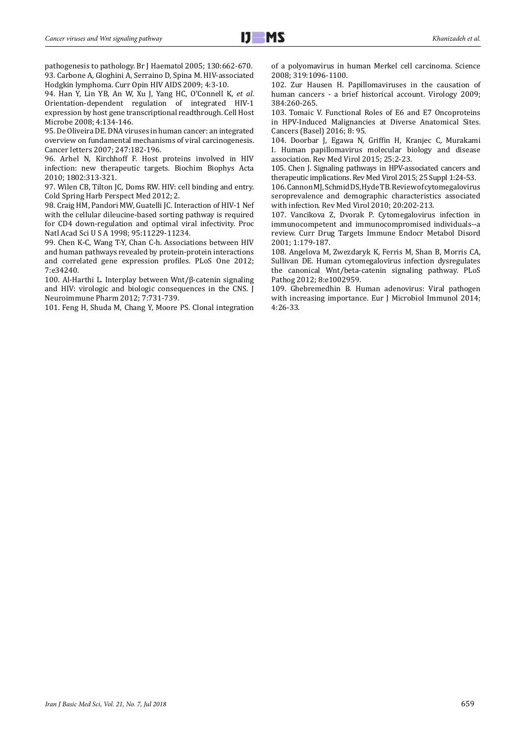pathogenesis to pathology. Br J Haematol 2005; 130:662-670.

93. Carbone A, Gloghini A, Serraino D, Spina M. HIV-associated Hodgkin lymphoma. Curr Opin HIV AIDS 2009; 4:3-10.

94. Han Y, Lin YB, An W, Xu J, Yang HC, O'Connell K, *et al*. Orientation-dependent regulation of integrated HIV-1 expression by host gene transcriptional readthrough. Cell Host Microbe 2008; 4:134-146.

95. De Oliveira DE. DNA viruses in human cancer: an integrated overview on fundamental mechanisms of viral carcinogenesis. Cancer letters 2007; 247:182-196.

96. Arhel N, Kirchhoff F. Host proteins involved in HIV infection: new therapeutic targets. Biochim Biophys Acta 2010; 1802:313-321.

97. Wilen CB, Tilton JC, Doms RW. HIV: cell binding and entry. Cold Spring Harb Perspect Med 2012; 2.

98. Craig HM, Pandori MW, Guatelli JC. Interaction of HIV-1 Nef with the cellular dileucine-based sorting pathway is required for CD4 down-regulation and optimal viral infectivity. Proc Natl Acad Sci U S A 1998; 95:11229-11234.

99. Chen K-C, Wang T-Y, Chan C-h. Associations between HIV and human pathways revealed by protein-protein interactions and correlated gene expression profiles. PLoS One 2012; 7:e34240.

100. Al-Harthi L. Interplay between Wnt/β-catenin signaling and HIV: virologic and biologic consequences in the CNS. J Neuroimmune Pharm 2012; 7:731-739.

101. Feng H, Shuda M, Chang Y, Moore PS. Clonal integration of a polyomavirus in human Merkel cell carcinoma. Science 2008; 319:1096-1100.

102. Zur Hausen H. Papillomaviruses in the causation of human cancers - a brief historical account. Virology 2009; 384:260-265.

103. Tomaic V. Functional Roles of E6 and E7 Oncoproteins in HPV-Induced Malignancies at Diverse Anatomical Sites. Cancers (Basel) 2016; 8: 95.

104. Doorbar J, Egawa N, Griffin H, Kranjec C, Murakami I. Human papillomavirus molecular biology and disease association. Rev Med Virol 2015; 25:2-23.

105. Chen J. Signaling pathways in HPV-associated cancers and therapeutic implications. Rev Med Virol 2015; 25 Suppl 1:24-53.

106. Cannon MJ, Schmid DS, Hyde TB. Review of cytomegalovirus seroprevalence and demographic characteristics associated with infection. Rev Med Virol 2010; 20:202-213.

107. Vancikova Z, Dvorak P. Cytomegalovirus infection in immunocompetent and immunocompromised individuals--a review. Curr Drug Targets Immune Endocr Metabol Disord 2001; 1:179-187.

108. Angelova M, Zwezdaryk K, Ferris M, Shan B, Morris CA, Sullivan DE. Human cytomegalovirus infection dysregulates the canonical Wnt/beta-catenin signaling pathway. PLoS Pathog 2012; 8:e1002959.

109. Ghebremedhin B. Human adenovirus: Viral pathogen with increasing importance. Eur J Microbiol Immunol 2014; 4:26-33.